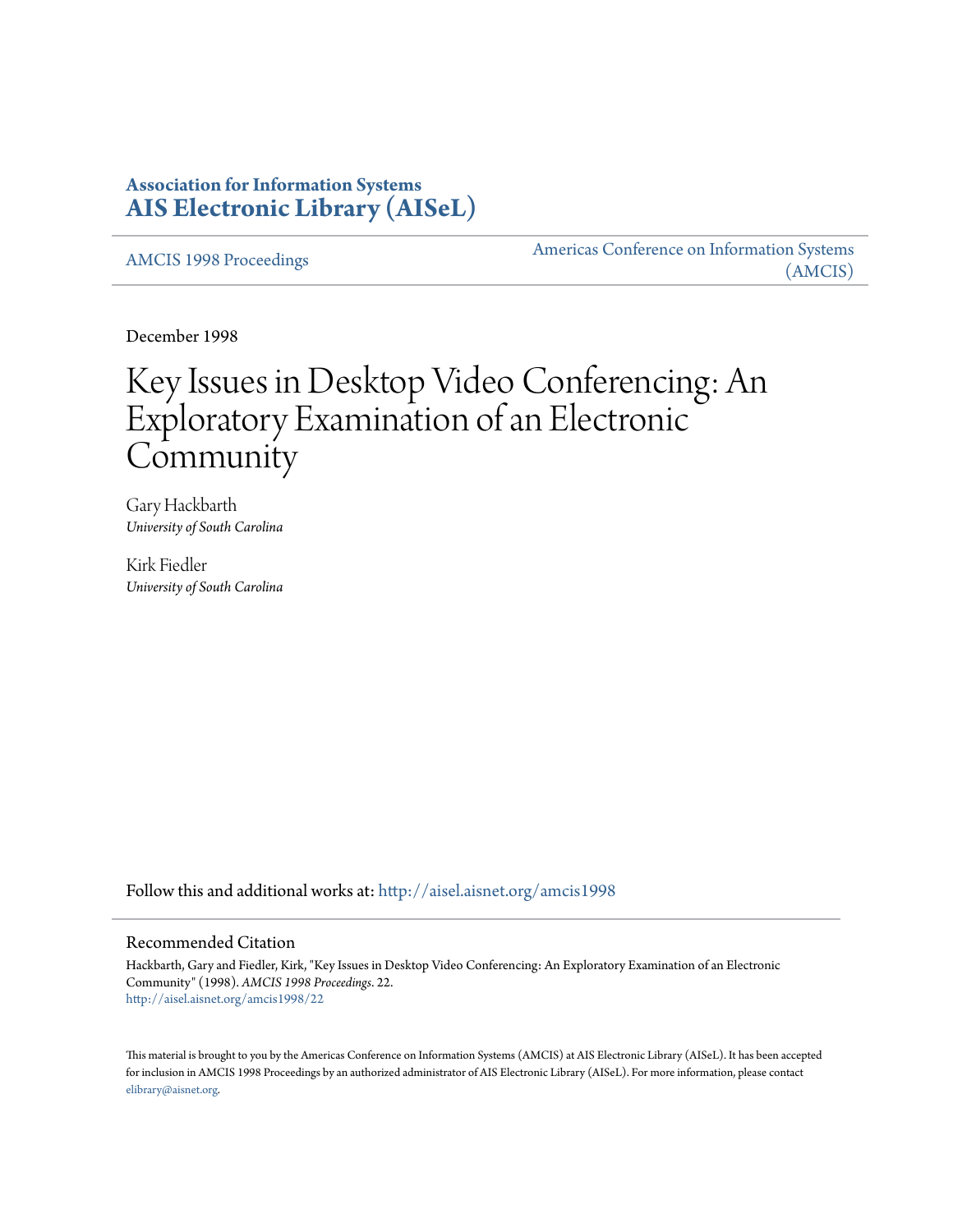**Association for Information Systems**
**AIS Electronic Library (AISeL)**

AMCIS 1998 Proceedings

Americas Conference on Information Systems (AMCIS)

December 1998

# Key Issues in Desktop Video Conferencing: An Exploratory Examination of an Electronic Community

Gary Hackbarth
*University of South Carolina*

Kirk Fiedler
*University of South Carolina*

Follow this and additional works at: http://aisel.aisnet.org/amcis1998

## Recommended Citation

Hackbarth, Gary and Fiedler, Kirk, "Key Issues in Desktop Video Conferencing: An Exploratory Examination of an Electronic Community" (1998). *AMCIS 1998 Proceedings*. 22.
http://aisel.aisnet.org/amcis1998/22

This material is brought to you by the Americas Conference on Information Systems (AMCIS) at AIS Electronic Library (AISeL). It has been accepted for inclusion in AMCIS 1998 Proceedings by an authorized administrator of AIS Electronic Library (AISeL). For more information, please contact elibrary@aisnet.org.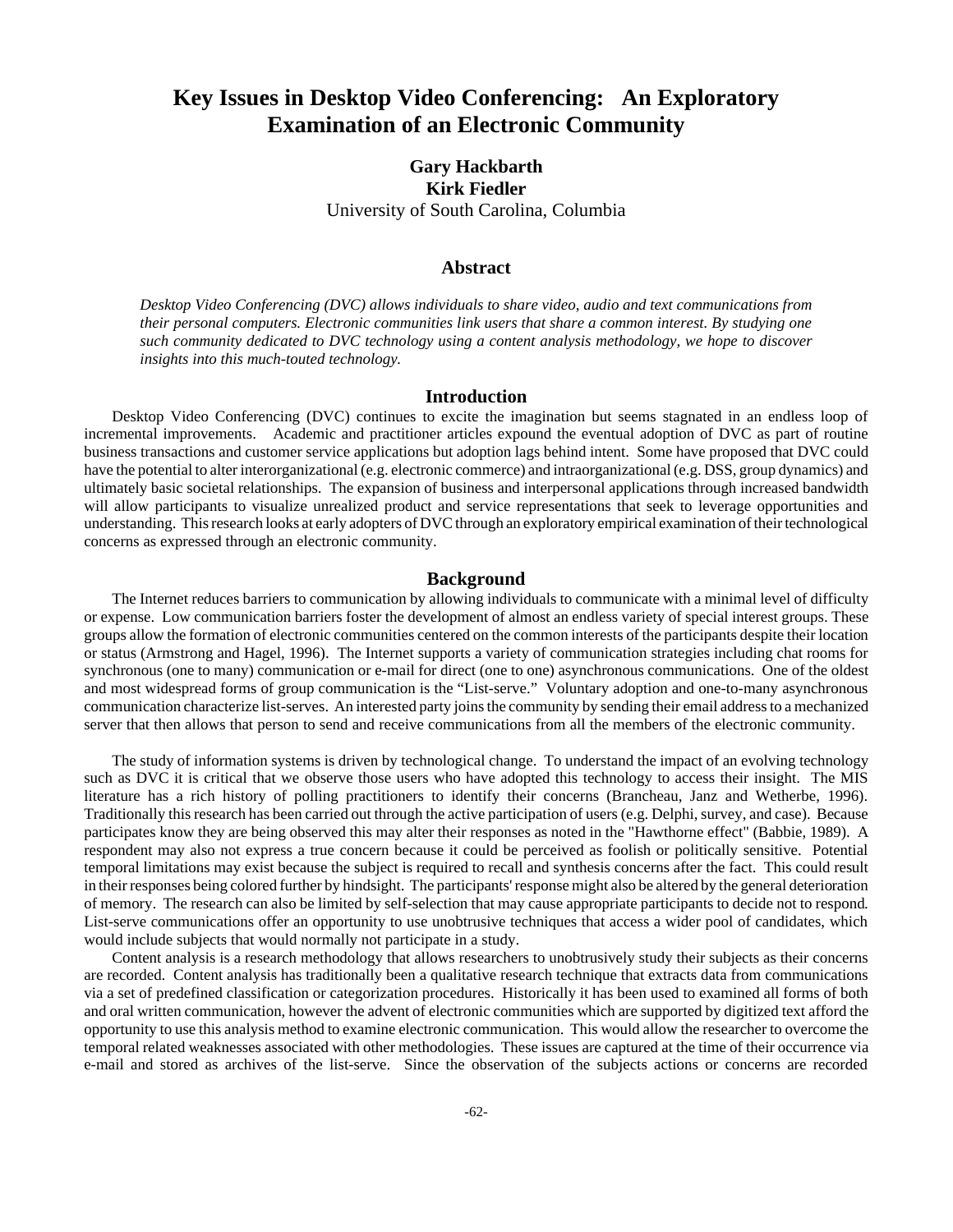# Key Issues in Desktop Video Conferencing: An Exploratory Examination of an Electronic Community

**Gary Hackbarth**
**Kirk Fiedler**
University of South Carolina, Columbia

## Abstract

*Desktop Video Conferencing (DVC) allows individuals to share video, audio and text communications from their personal computers. Electronic communities link users that share a common interest. By studying one such community dedicated to DVC technology using a content analysis methodology, we hope to discover insights into this much-touted technology.*

## Introduction

Desktop Video Conferencing (DVC) continues to excite the imagination but seems stagnated in an endless loop of incremental improvements. Academic and practitioner articles expound the eventual adoption of DVC as part of routine business transactions and customer service applications but adoption lags behind intent. Some have proposed that DVC could have the potential to alter interorganizational (e.g. electronic commerce) and intraorganizational (e.g. DSS, group dynamics) and ultimately basic societal relationships. The expansion of business and interpersonal applications through increased bandwidth will allow participants to visualize unrealized product and service representations that seek to leverage opportunities and understanding. This research looks at early adopters of DVC through an exploratory empirical examination of their technological concerns as expressed through an electronic community.

## Background

The Internet reduces barriers to communication by allowing individuals to communicate with a minimal level of difficulty or expense. Low communication barriers foster the development of almost an endless variety of special interest groups. These groups allow the formation of electronic communities centered on the common interests of the participants despite their location or status (Armstrong and Hagel, 1996). The Internet supports a variety of communication strategies including chat rooms for synchronous (one to many) communication or e-mail for direct (one to one) asynchronous communications. One of the oldest and most widespread forms of group communication is the "List-serve." Voluntary adoption and one-to-many asynchronous communication characterize list-serves. An interested party joins the community by sending their email address to a mechanized server that then allows that person to send and receive communications from all the members of the electronic community.

The study of information systems is driven by technological change. To understand the impact of an evolving technology such as DVC it is critical that we observe those users who have adopted this technology to access their insight. The MIS literature has a rich history of polling practitioners to identify their concerns (Brancheau, Janz and Wetherbe, 1996). Traditionally this research has been carried out through the active participation of users (e.g. Delphi, survey, and case). Because participates know they are being observed this may alter their responses as noted in the "Hawthorne effect" (Babbie, 1989). A respondent may also not express a true concern because it could be perceived as foolish or politically sensitive. Potential temporal limitations may exist because the subject is required to recall and synthesis concerns after the fact. This could result in their responses being colored further by hindsight. The participants' response might also be altered by the general deterioration of memory. The research can also be limited by self-selection that may cause appropriate participants to decide not to respond. List-serve communications offer an opportunity to use unobtrusive techniques that access a wider pool of candidates, which would include subjects that would normally not participate in a study.

Content analysis is a research methodology that allows researchers to unobtrusively study their subjects as their concerns are recorded. Content analysis has traditionally been a qualitative research technique that extracts data from communications via a set of predefined classification or categorization procedures. Historically it has been used to examined all forms of both and oral written communication, however the advent of electronic communities which are supported by digitized text afford the opportunity to use this analysis method to examine electronic communication. This would allow the researcher to overcome the temporal related weaknesses associated with other methodologies. These issues are captured at the time of their occurrence via e-mail and stored as archives of the list-serve. Since the observation of the subjects actions or concerns are recorded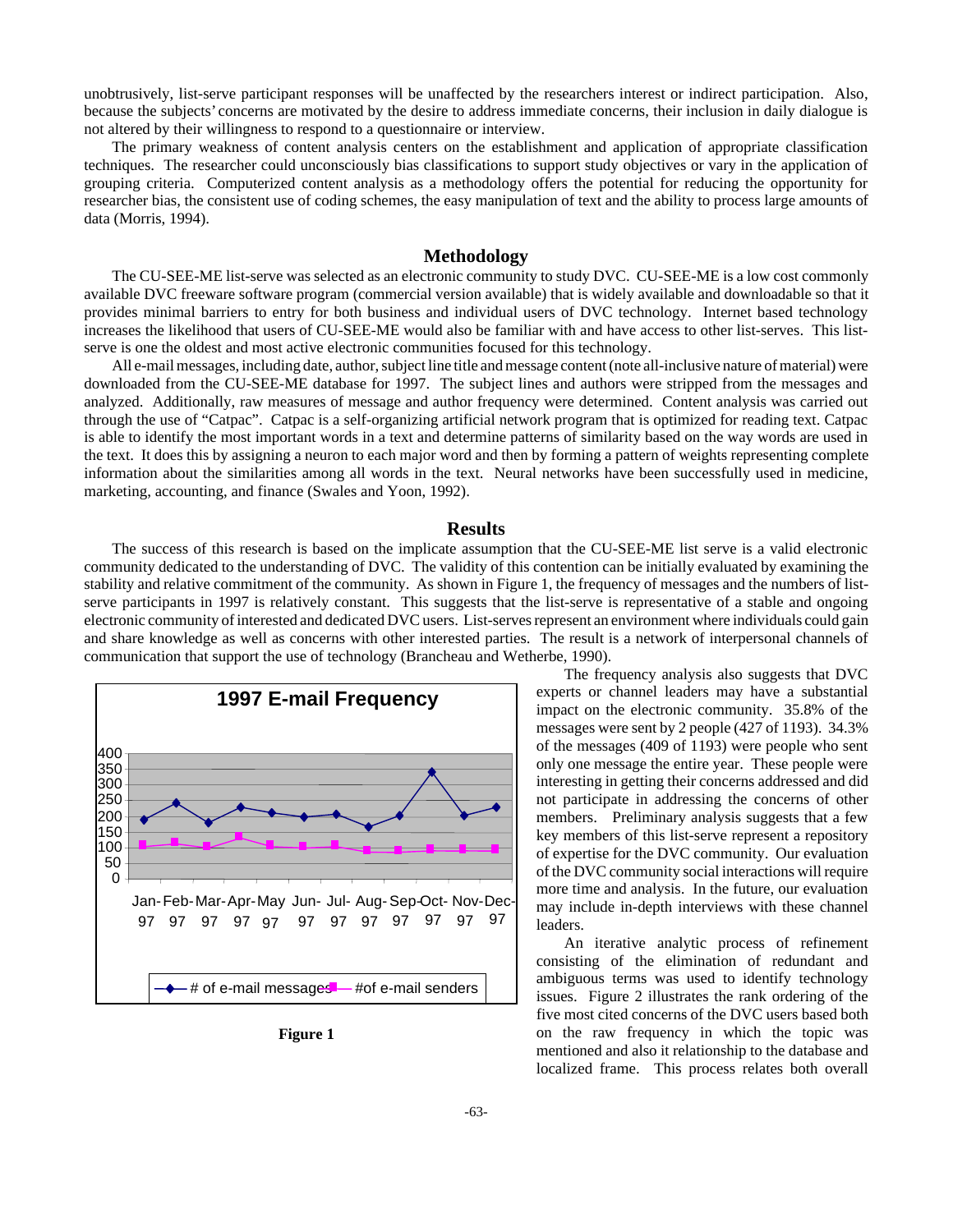unobtrusively, list-serve participant responses will be unaffected by the researchers interest or indirect participation. Also, because the subjects' concerns are motivated by the desire to address immediate concerns, their inclusion in daily dialogue is not altered by their willingness to respond to a questionnaire or interview.

The primary weakness of content analysis centers on the establishment and application of appropriate classification techniques. The researcher could unconsciously bias classifications to support study objectives or vary in the application of grouping criteria. Computerized content analysis as a methodology offers the potential for reducing the opportunity for researcher bias, the consistent use of coding schemes, the easy manipulation of text and the ability to process large amounts of data (Morris, 1994).

## Methodology

The CU-SEE-ME list-serve was selected as an electronic community to study DVC. CU-SEE-ME is a low cost commonly available DVC freeware software program (commercial version available) that is widely available and downloadable so that it provides minimal barriers to entry for both business and individual users of DVC technology. Internet based technology increases the likelihood that users of CU-SEE-ME would also be familiar with and have access to other list-serves. This list-serve is one the oldest and most active electronic communities focused for this technology.

All e-mail messages, including date, author, subject line title and message content (note all-inclusive nature of material) were downloaded from the CU-SEE-ME database for 1997. The subject lines and authors were stripped from the messages and analyzed. Additionally, raw measures of message and author frequency were determined. Content analysis was carried out through the use of "Catpac". Catpac is a self-organizing artificial network program that is optimized for reading text. Catpac is able to identify the most important words in a text and determine patterns of similarity based on the way words are used in the text. It does this by assigning a neuron to each major word and then by forming a pattern of weights representing complete information about the similarities among all words in the text. Neural networks have been successfully used in medicine, marketing, accounting, and finance (Swales and Yoon, 1992).

## Results

The success of this research is based on the implicate assumption that the CU-SEE-ME list serve is a valid electronic community dedicated to the understanding of DVC. The validity of this contention can be initially evaluated by examining the stability and relative commitment of the community. As shown in Figure 1, the frequency of messages and the numbers of list-serve participants in 1997 is relatively constant. This suggests that the list-serve is representative of a stable and ongoing electronic community of interested and dedicated DVC users. List-serves represent an environment where individuals could gain and share knowledge as well as concerns with other interested parties. The result is a network of interpersonal channels of communication that support the use of technology (Brancheau and Wetherbe, 1990).

**Figure 1**

The frequency analysis also suggests that DVC experts or channel leaders may have a substantial impact on the electronic community. 35.8% of the messages were sent by 2 people (427 of 1193). 34.3% of the messages (409 of 1193) were people who sent only one message the entire year. These people were interesting in getting their concerns addressed and did not participate in addressing the concerns of other members. Preliminary analysis suggests that a few key members of this list-serve represent a repository of expertise for the DVC community. Our evaluation of the DVC community social interactions will require more time and analysis. In the future, our evaluation may include in-depth interviews with these channel leaders.

An iterative analytic process of refinement consisting of the elimination of redundant and ambiguous terms was used to identify technology issues. Figure 2 illustrates the rank ordering of the five most cited concerns of the DVC users based both on the raw frequency in which the topic was mentioned and also it relationship to the database and localized frame. This process relates both overall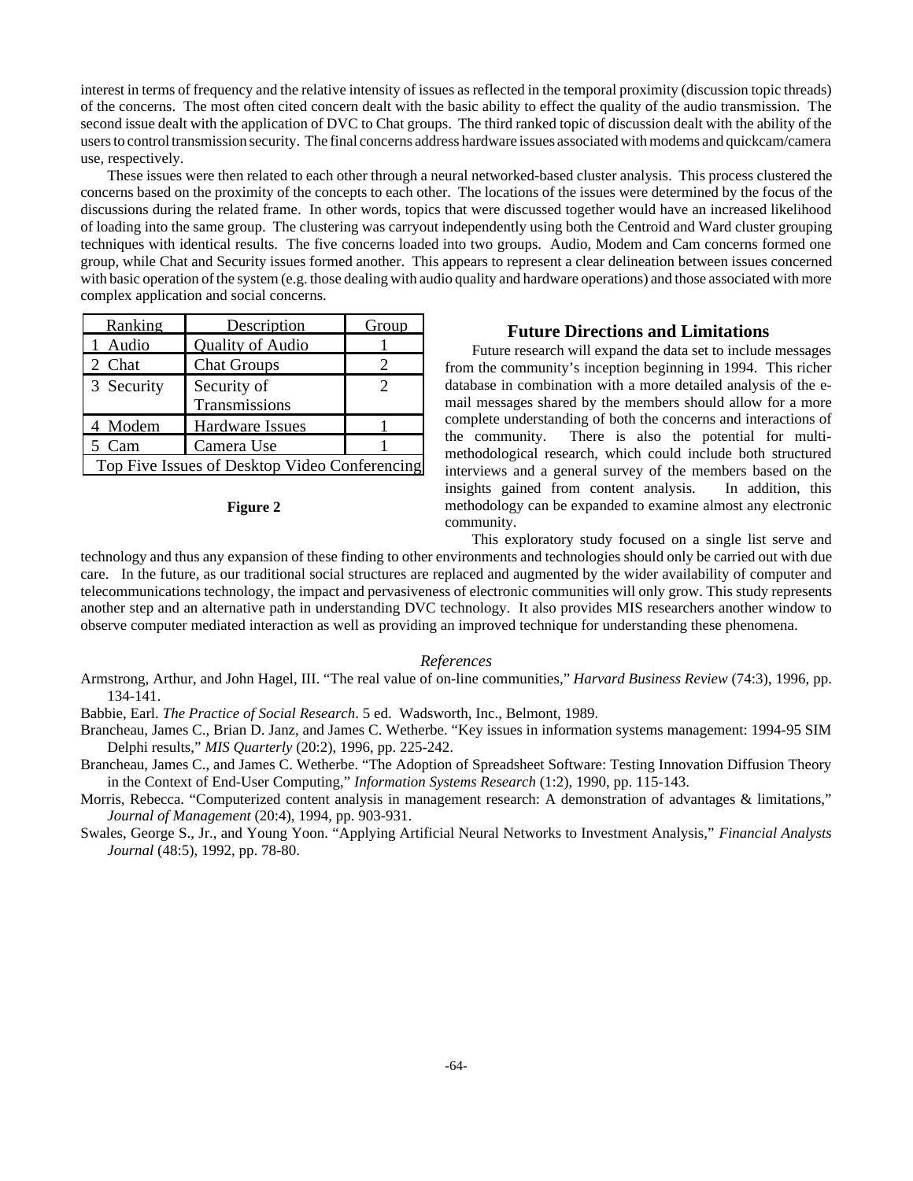interest in terms of frequency and the relative intensity of issues as reflected in the temporal proximity (discussion topic threads) of the concerns. The most often cited concern dealt with the basic ability to effect the quality of the audio transmission. The second issue dealt with the application of DVC to Chat groups. The third ranked topic of discussion dealt with the ability of the users to control transmission security. The final concerns address hardware issues associated with modems and quickcam/camera use, respectively.

These issues were then related to each other through a neural networked-based cluster analysis. This process clustered the concerns based on the proximity of the concepts to each other. The locations of the issues were determined by the focus of the discussions during the related frame. In other words, topics that were discussed together would have an increased likelihood of loading into the same group. The clustering was carryout independently using both the Centroid and Ward cluster grouping techniques with identical results. The five concerns loaded into two groups. Audio, Modem and Cam concerns formed one group, while Chat and Security issues formed another. This appears to represent a clear delineation between issues concerned with basic operation of the system (e.g. those dealing with audio quality and hardware operations) and those associated with more complex application and social concerns.

| Ranking | Description | Group |
|---|---|---|
| 1 Audio | Quality of Audio | 1 |
| 2 Chat | Chat Groups | 2 |
| 3 Security | Security of Transmissions | 2 |
| 4 Modem | Hardware Issues | 1 |
| 5 Cam | Camera Use | 1 |

Top Five Issues of Desktop Video Conferencing

**Figure 2**

## Future Directions and Limitations

Future research will expand the data set to include messages from the community's inception beginning in 1994. This richer database in combination with a more detailed analysis of the e-mail messages shared by the members should allow for a more complete understanding of both the concerns and interactions of the community. There is also the potential for multi-methodological research, which could include both structured interviews and a general survey of the members based on the insights gained from content analysis. In addition, this methodology can be expanded to examine almost any electronic community.

This exploratory study focused on a single list serve and technology and thus any expansion of these finding to other environments and technologies should only be carried out with due care. In the future, as our traditional social structures are replaced and augmented by the wider availability of computer and telecommunications technology, the impact and pervasiveness of electronic communities will only grow. This study represents another step and an alternative path in understanding DVC technology. It also provides MIS researchers another window to observe computer mediated interaction as well as providing an improved technique for understanding these phenomena.

## *References*

Armstrong, Arthur, and John Hagel, III. "The real value of on-line communities," *Harvard Business Review* (74:3), 1996, pp. 134-141.

Babbie, Earl. *The Practice of Social Research*. 5 ed. Wadsworth, Inc., Belmont, 1989.

Brancheau, James C., Brian D. Janz, and James C. Wetherbe. "Key issues in information systems management: 1994-95 SIM Delphi results," *MIS Quarterly* (20:2), 1996, pp. 225-242.

Brancheau, James C., and James C. Wetherbe. "The Adoption of Spreadsheet Software: Testing Innovation Diffusion Theory in the Context of End-User Computing," *Information Systems Research* (1:2), 1990, pp. 115-143.

Morris, Rebecca. "Computerized content analysis in management research: A demonstration of advantages & limitations," *Journal of Management* (20:4), 1994, pp. 903-931.

Swales, George S., Jr., and Young Yoon. "Applying Artificial Neural Networks to Investment Analysis," *Financial Analysts Journal* (48:5), 1992, pp. 78-80.